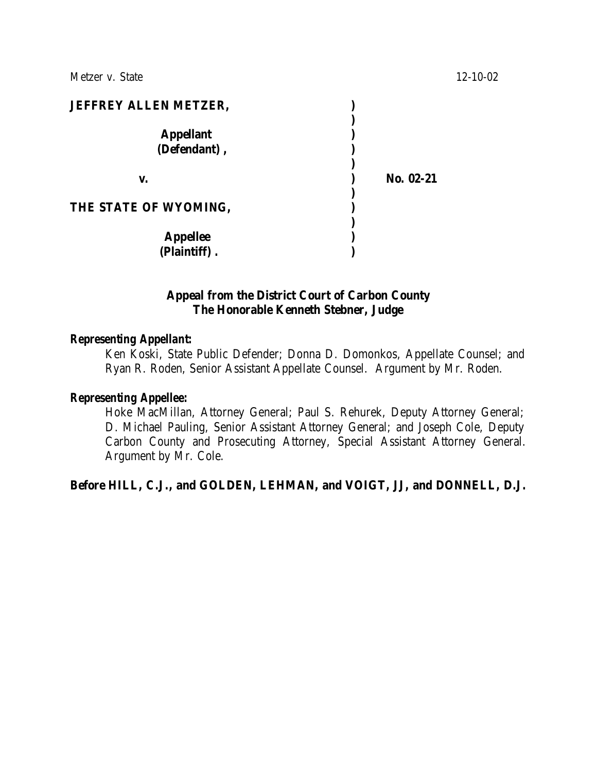Metzer v. State 12-10-02

| | | |
|---|---|---|
| **JEFFREY ALLEN METZER,** | **)** | |
| | **)** | |
| **Appellant** | **)** | |
| **(Defendant),** | **)** | |
| | **)** | |
| **v.** | **)** | **No. 02-21** |
| | **)** | |
| **THE STATE OF WYOMING,** | **)** | |
| | **)** | |
| **Appellee** | **)** | |
| **(Plaintiff).** | **)** | |

**Appeal from the District Court of Carbon County**
**The Honorable Kenneth Stebner, Judge**

***Representing Appellant:***

Ken Koski, State Public Defender; Donna D. Domonkos, Appellate Counsel; and Ryan R. Roden, Senior Assistant Appellate Counsel. Argument by Mr. Roden.

***Representing Appellee:***

Hoke MacMillan, Attorney General; Paul S. Rehurek, Deputy Attorney General; D. Michael Pauling, Senior Assistant Attorney General; and Joseph Cole, Deputy Carbon County and Prosecuting Attorney, Special Assistant Attorney General. Argument by Mr. Cole.

**Before HILL, C.J., and GOLDEN, LEHMAN, and VOIGT, JJ, and DONNELL, D.J.**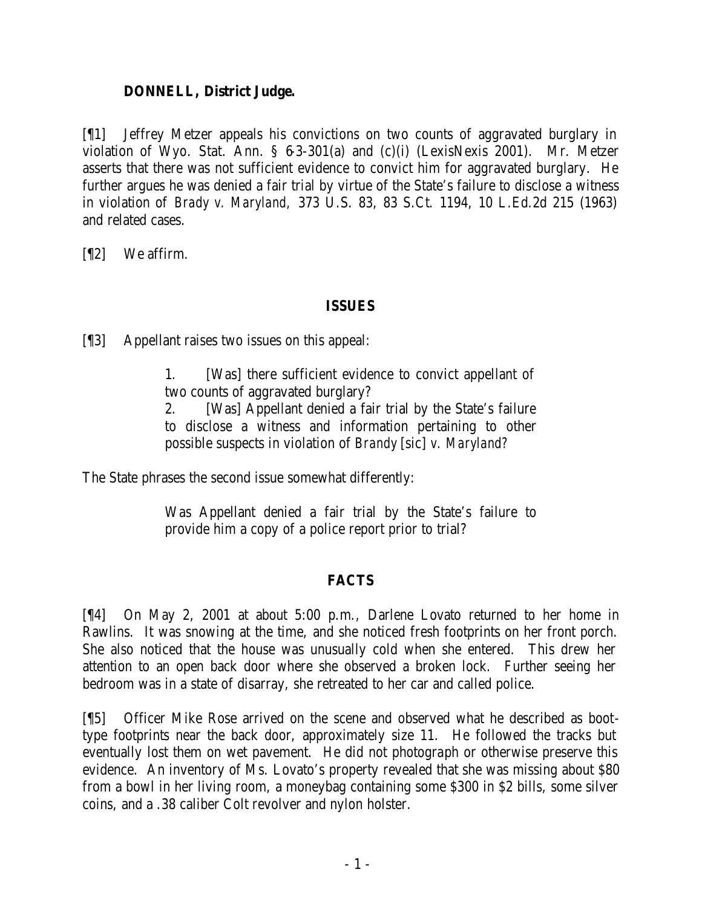**DONNELL, District Judge.**

[¶1] Jeffrey Metzer appeals his convictions on two counts of aggravated burglary in violation of Wyo. Stat. Ann. § 6-3-301(a) and (c)(i) (LexisNexis 2001). Mr. Metzer asserts that there was not sufficient evidence to convict him for aggravated burglary. He further argues he was denied a fair trial by virtue of the State's failure to disclose a witness in violation of *Brady v. Maryland,* 373 U.S. 83, 83 S.Ct. 1194, 10 L.Ed.2d 215 (1963) and related cases.

[¶2] We affirm.

## ISSUES

[¶3] Appellant raises two issues on this appeal:

> 1. [Was] there sufficient evidence to convict appellant of two counts of aggravated burglary?
>
> 2. [Was] Appellant denied a fair trial by the State's failure to disclose a witness and information pertaining to other possible suspects in violation of *Brandy* [sic] *v. Maryland*?

The State phrases the second issue somewhat differently:

> Was Appellant denied a fair trial by the State's failure to provide him a copy of a police report prior to trial?

## FACTS

[¶4] On May 2, 2001 at about 5:00 p.m., Darlene Lovato returned to her home in Rawlins. It was snowing at the time, and she noticed fresh footprints on her front porch. She also noticed that the house was unusually cold when she entered. This drew her attention to an open back door where she observed a broken lock. Further seeing her bedroom was in a state of disarray, she retreated to her car and called police.

[¶5] Officer Mike Rose arrived on the scene and observed what he described as boot-type footprints near the back door, approximately size 11. He followed the tracks but eventually lost them on wet pavement. He did not photograph or otherwise preserve this evidence. An inventory of Ms. Lovato's property revealed that she was missing about $80 from a bowl in her living room, a moneybag containing some $300 in $2 bills, some silver coins, and a .38 caliber Colt revolver and nylon holster.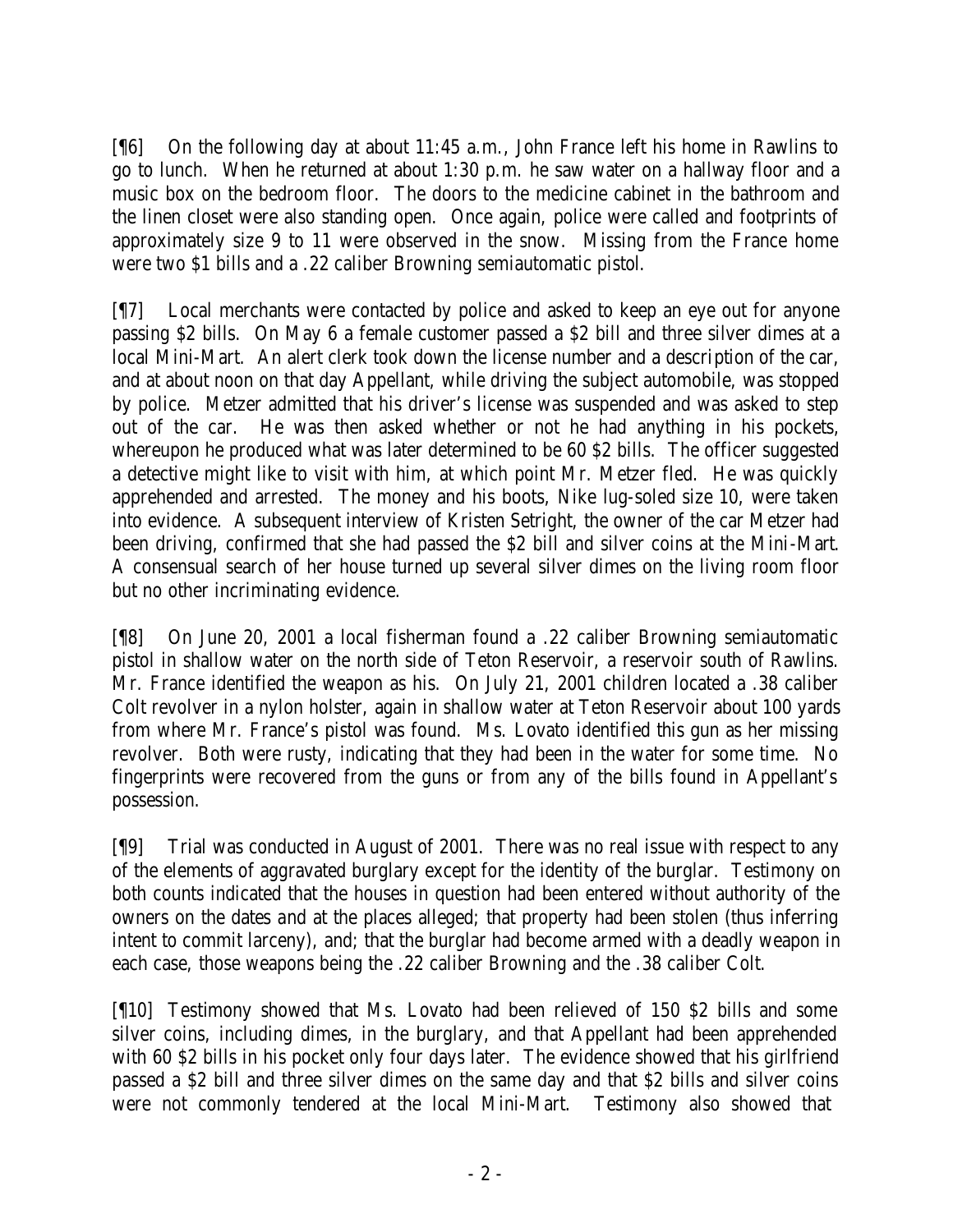[¶6] On the following day at about 11:45 a.m., John France left his home in Rawlins to go to lunch. When he returned at about 1:30 p.m. he saw water on a hallway floor and a music box on the bedroom floor. The doors to the medicine cabinet in the bathroom and the linen closet were also standing open. Once again, police were called and footprints of approximately size 9 to 11 were observed in the snow. Missing from the France home were two $1 bills and a .22 caliber Browning semiautomatic pistol.

[¶7] Local merchants were contacted by police and asked to keep an eye out for anyone passing $2 bills. On May 6 a female customer passed a $2 bill and three silver dimes at a local Mini-Mart. An alert clerk took down the license number and a description of the car, and at about noon on that day Appellant, while driving the subject automobile, was stopped by police. Metzer admitted that his driver's license was suspended and was asked to step out of the car. He was then asked whether or not he had anything in his pockets, whereupon he produced what was later determined to be 60 $2 bills. The officer suggested a detective might like to visit with him, at which point Mr. Metzer fled. He was quickly apprehended and arrested. The money and his boots, Nike lug-soled size 10, were taken into evidence. A subsequent interview of Kristen Setright, the owner of the car Metzer had been driving, confirmed that she had passed the $2 bill and silver coins at the Mini-Mart. A consensual search of her house turned up several silver dimes on the living room floor but no other incriminating evidence.

[¶8] On June 20, 2001 a local fisherman found a .22 caliber Browning semiautomatic pistol in shallow water on the north side of Teton Reservoir, a reservoir south of Rawlins. Mr. France identified the weapon as his. On July 21, 2001 children located a .38 caliber Colt revolver in a nylon holster, again in shallow water at Teton Reservoir about 100 yards from where Mr. France's pistol was found. Ms. Lovato identified this gun as her missing revolver. Both were rusty, indicating that they had been in the water for some time. No fingerprints were recovered from the guns or from any of the bills found in Appellant's possession.

[¶9] Trial was conducted in August of 2001. There was no real issue with respect to any of the elements of aggravated burglary except for the identity of the burglar. Testimony on both counts indicated that the houses in question had been entered without authority of the owners on the dates and at the places alleged; that property had been stolen (thus inferring intent to commit larceny), and; that the burglar had become armed with a deadly weapon in each case, those weapons being the .22 caliber Browning and the .38 caliber Colt.

[¶10] Testimony showed that Ms. Lovato had been relieved of 150 $2 bills and some silver coins, including dimes, in the burglary, and that Appellant had been apprehended with 60 $2 bills in his pocket only four days later. The evidence showed that his girlfriend passed a $2 bill and three silver dimes on the same day and that $2 bills and silver coins were not commonly tendered at the local Mini-Mart. Testimony also showed that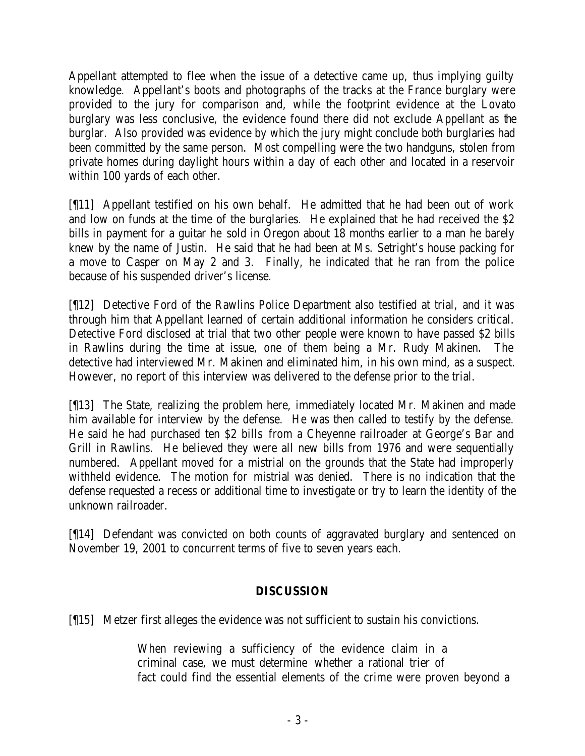Appellant attempted to flee when the issue of a detective came up, thus implying guilty knowledge. Appellant's boots and photographs of the tracks at the France burglary were provided to the jury for comparison and, while the footprint evidence at the Lovato burglary was less conclusive, the evidence found there did not exclude Appellant as the burglar. Also provided was evidence by which the jury might conclude both burglaries had been committed by the same person. Most compelling were the two handguns, stolen from private homes during daylight hours within a day of each other and located in a reservoir within 100 yards of each other.

[¶11] Appellant testified on his own behalf. He admitted that he had been out of work and low on funds at the time of the burglaries. He explained that he had received the $2 bills in payment for a guitar he sold in Oregon about 18 months earlier to a man he barely knew by the name of Justin. He said that he had been at Ms. Setright's house packing for a move to Casper on May 2 and 3. Finally, he indicated that he ran from the police because of his suspended driver's license.

[¶12] Detective Ford of the Rawlins Police Department also testified at trial, and it was through him that Appellant learned of certain additional information he considers critical. Detective Ford disclosed at trial that two other people were known to have passed $2 bills in Rawlins during the time at issue, one of them being a Mr. Rudy Makinen. The detective had interviewed Mr. Makinen and eliminated him, in his own mind, as a suspect. However, no report of this interview was delivered to the defense prior to the trial.

[¶13] The State, realizing the problem here, immediately located Mr. Makinen and made him available for interview by the defense. He was then called to testify by the defense. He said he had purchased ten $2 bills from a Cheyenne railroader at George's Bar and Grill in Rawlins. He believed they were all new bills from 1976 and were sequentially numbered. Appellant moved for a mistrial on the grounds that the State had improperly withheld evidence. The motion for mistrial was denied. There is no indication that the defense requested a recess or additional time to investigate or try to learn the identity of the unknown railroader.

[¶14] Defendant was convicted on both counts of aggravated burglary and sentenced on November 19, 2001 to concurrent terms of five to seven years each.

## DISCUSSION

[¶15] Metzer first alleges the evidence was not sufficient to sustain his convictions.

> When reviewing a sufficiency of the evidence claim in a criminal case, we must determine whether a rational trier of fact could find the essential elements of the crime were proven beyond a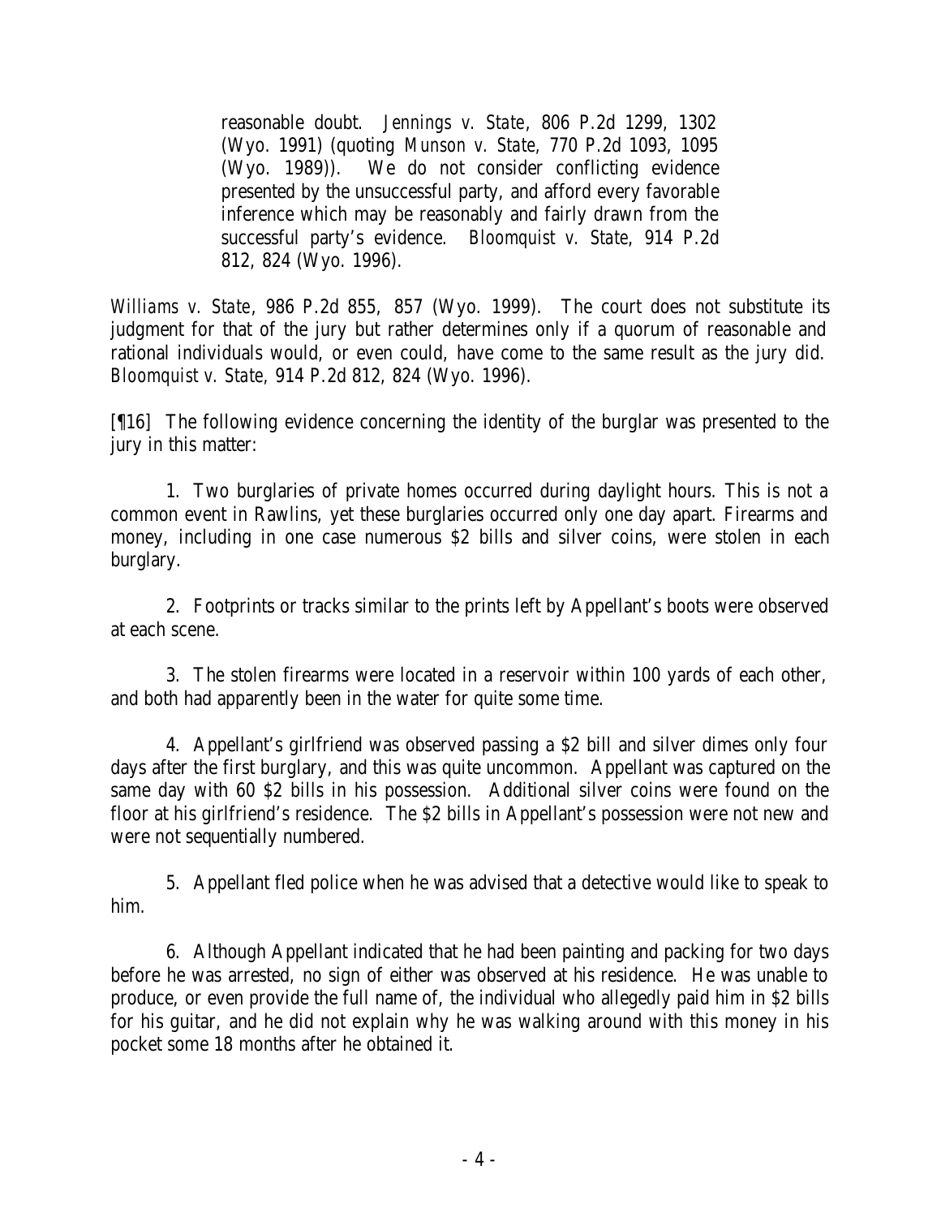> reasonable doubt. *Jennings v. State*, 806 P.2d 1299, 1302 (Wyo. 1991) (quoting *Munson v. State,* 770 P.2d 1093, 1095 (Wyo. 1989)). We do not consider conflicting evidence presented by the unsuccessful party, and afford every favorable inference which may be reasonably and fairly drawn from the successful party's evidence. *Bloomquist v. State*, 914 P.2d 812, 824 (Wyo. 1996).

*Williams v. State*, 986 P.2d 855, 857 (Wyo. 1999). The court does not substitute its judgment for that of the jury but rather determines only if a quorum of reasonable and rational individuals would, or even could, have come to the same result as the jury did. *Bloomquist v. State*, 914 P.2d 812, 824 (Wyo. 1996).

[¶16] The following evidence concerning the identity of the burglar was presented to the jury in this matter:

1. Two burglaries of private homes occurred during daylight hours. This is not a common event in Rawlins, yet these burglaries occurred only one day apart. Firearms and money, including in one case numerous $2 bills and silver coins, were stolen in each burglary.

2. Footprints or tracks similar to the prints left by Appellant's boots were observed at each scene.

3. The stolen firearms were located in a reservoir within 100 yards of each other, and both had apparently been in the water for quite some time.

4. Appellant's girlfriend was observed passing a $2 bill and silver dimes only four days after the first burglary, and this was quite uncommon. Appellant was captured on the same day with 60 $2 bills in his possession. Additional silver coins were found on the floor at his girlfriend's residence. The $2 bills in Appellant's possession were not new and were not sequentially numbered.

5. Appellant fled police when he was advised that a detective would like to speak to him.

6. Although Appellant indicated that he had been painting and packing for two days before he was arrested, no sign of either was observed at his residence. He was unable to produce, or even provide the full name of, the individual who allegedly paid him in $2 bills for his guitar, and he did not explain why he was walking around with this money in his pocket some 18 months after he obtained it.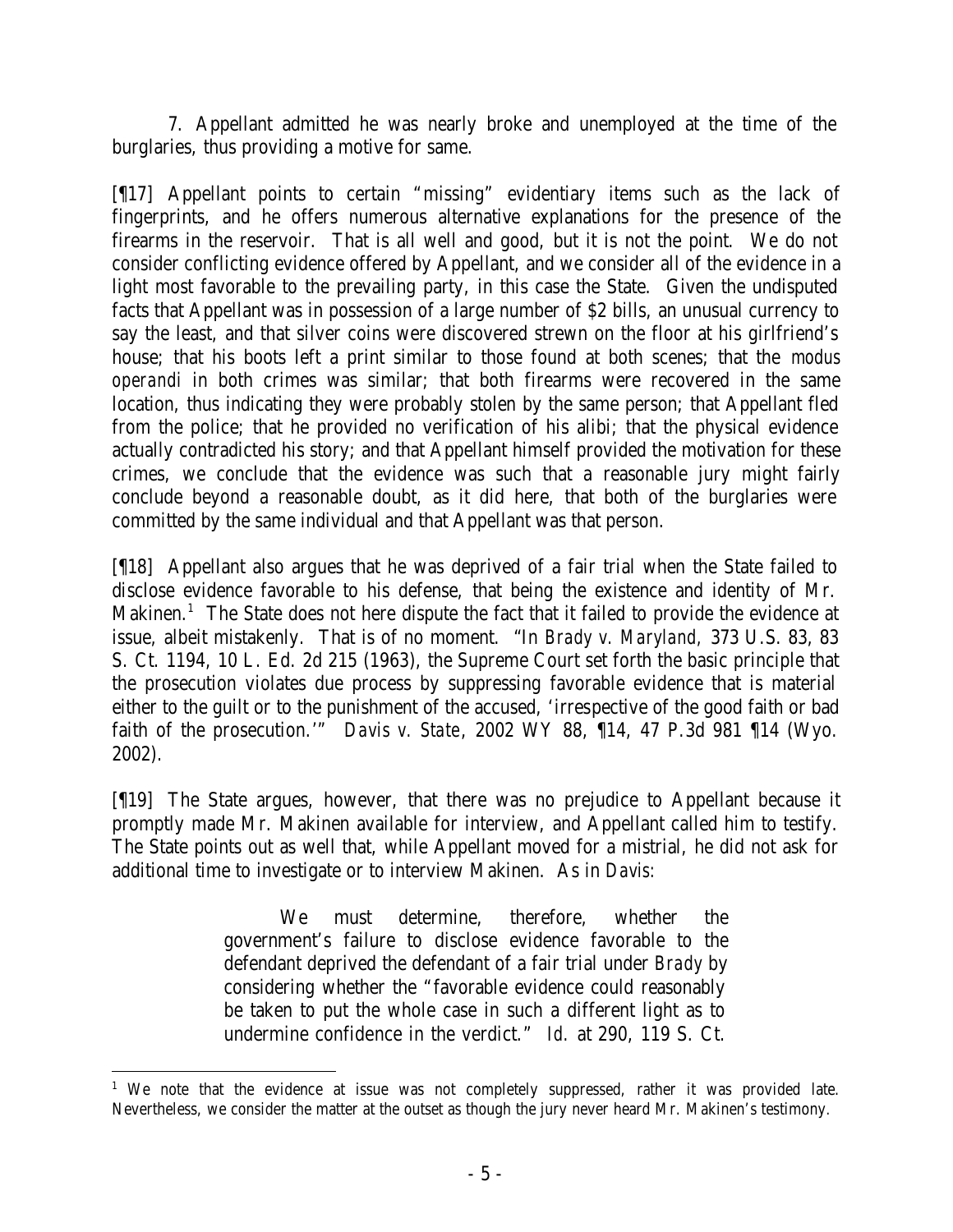7. Appellant admitted he was nearly broke and unemployed at the time of the burglaries, thus providing a motive for same.

[¶17] Appellant points to certain "missing" evidentiary items such as the lack of fingerprints, and he offers numerous alternative explanations for the presence of the firearms in the reservoir. That is all well and good, but it is not the point. We do not consider conflicting evidence offered by Appellant, and we consider all of the evidence in a light most favorable to the prevailing party, in this case the State. Given the undisputed facts that Appellant was in possession of a large number of $2 bills, an unusual currency to say the least, and that silver coins were discovered strewn on the floor at his girlfriend's house; that his boots left a print similar to those found at both scenes; that the *modus operandi* in both crimes was similar; that both firearms were recovered in the same location, thus indicating they were probably stolen by the same person; that Appellant fled from the police; that he provided no verification of his alibi; that the physical evidence actually contradicted his story; and that Appellant himself provided the motivation for these crimes, we conclude that the evidence was such that a reasonable jury might fairly conclude beyond a reasonable doubt, as it did here, that both of the burglaries were committed by the same individual and that Appellant was that person.

[¶18] Appellant also argues that he was deprived of a fair trial when the State failed to disclose evidence favorable to his defense, that being the existence and identity of Mr. Makinen.[1] The State does not here dispute the fact that it failed to provide the evidence at issue, albeit mistakenly. That is of no moment. "In *Brady v. Maryland,* 373 U.S. 83, 83 S. Ct. 1194, 10 L. Ed. 2d 215 (1963), the Supreme Court set forth the basic principle that the prosecution violates due process by suppressing favorable evidence that is material either to the guilt or to the punishment of the accused, 'irrespective of the good faith or bad faith of the prosecution.'" *Davis v. State*, 2002 WY 88, ¶14, 47 P.3d 981 ¶14 (Wyo. 2002).

[¶19] The State argues, however, that there was no prejudice to Appellant because it promptly made Mr. Makinen available for interview, and Appellant called him to testify. The State points out as well that, while Appellant moved for a mistrial, he did not ask for additional time to investigate or to interview Makinen. As in *Davis*:

> We must determine, therefore, whether the government's failure to disclose evidence favorable to the defendant deprived the defendant of a fair trial under *Brady* by considering whether the "favorable evidence could reasonably be taken to put the whole case in such a different light as to undermine confidence in the verdict." *Id.* at 290, 119 S. Ct.

[1] We note that the evidence at issue was not completely suppressed, rather it was provided late. Nevertheless, we consider the matter at the outset as though the jury never heard Mr. Makinen's testimony.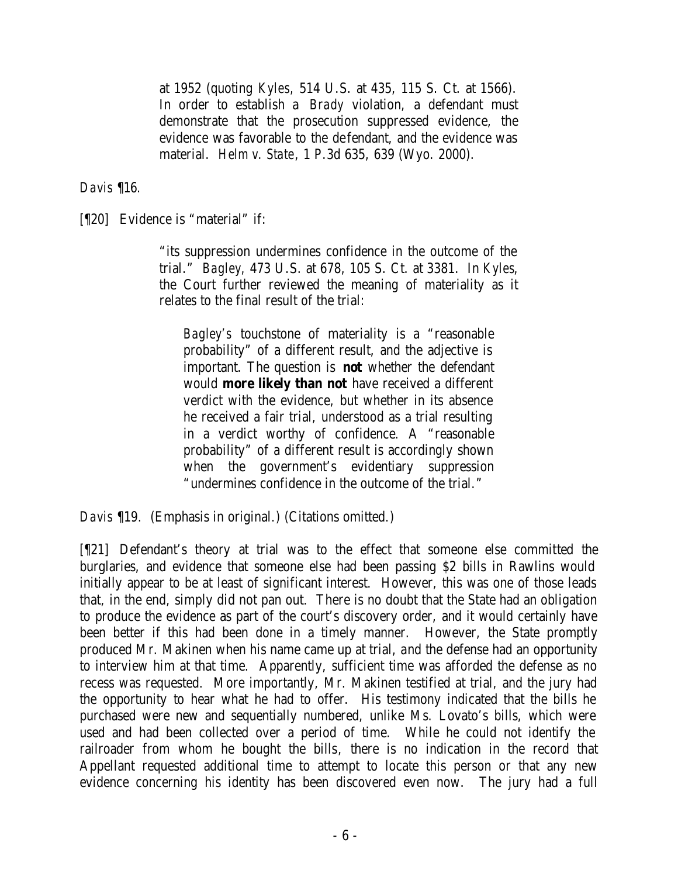at 1952 (quoting *Kyles*, 514 U.S. at 435, 115 S. Ct. at 1566). In order to establish a *Brady* violation, a defendant must demonstrate that the prosecution suppressed evidence, the evidence was favorable to the defendant, and the evidence was material. *Helm v. State*, 1 P.3d 635, 639 (Wyo. 2000).

*Davis* ¶16.

[¶20] Evidence is "material" if:

> "its suppression undermines confidence in the outcome of the trial." *Bagley*, 473 U.S. at 678, 105 S. Ct. at 3381. In *Kyles*, the Court further reviewed the meaning of materiality as it relates to the final result of the trial:
>
> > *Bagley's* touchstone of materiality is a "reasonable probability" of a different result, and the adjective is important. The question is **not** whether the defendant would **more likely than not** have received a different verdict with the evidence, but whether in its absence he received a fair trial, understood as a trial resulting in a verdict worthy of confidence. A "reasonable probability" of a different result is accordingly shown when the government's evidentiary suppression "undermines confidence in the outcome of the trial."

*Davis* ¶19. (Emphasis in original.) (Citations omitted.)

[¶21] Defendant's theory at trial was to the effect that someone else committed the burglaries, and evidence that someone else had been passing $2 bills in Rawlins would initially appear to be at least of significant interest. However, this was one of those leads that, in the end, simply did not pan out. There is no doubt that the State had an obligation to produce the evidence as part of the court's discovery order, and it would certainly have been better if this had been done in a timely manner. However, the State promptly produced Mr. Makinen when his name came up at trial, and the defense had an opportunity to interview him at that time. Apparently, sufficient time was afforded the defense as no recess was requested. More importantly, Mr. Makinen testified at trial, and the jury had the opportunity to hear what he had to offer. His testimony indicated that the bills he purchased were new and sequentially numbered, unlike Ms. Lovato's bills, which were used and had been collected over a period of time. While he could not identify the railroader from whom he bought the bills, there is no indication in the record that Appellant requested additional time to attempt to locate this person or that any new evidence concerning his identity has been discovered even now. The jury had a full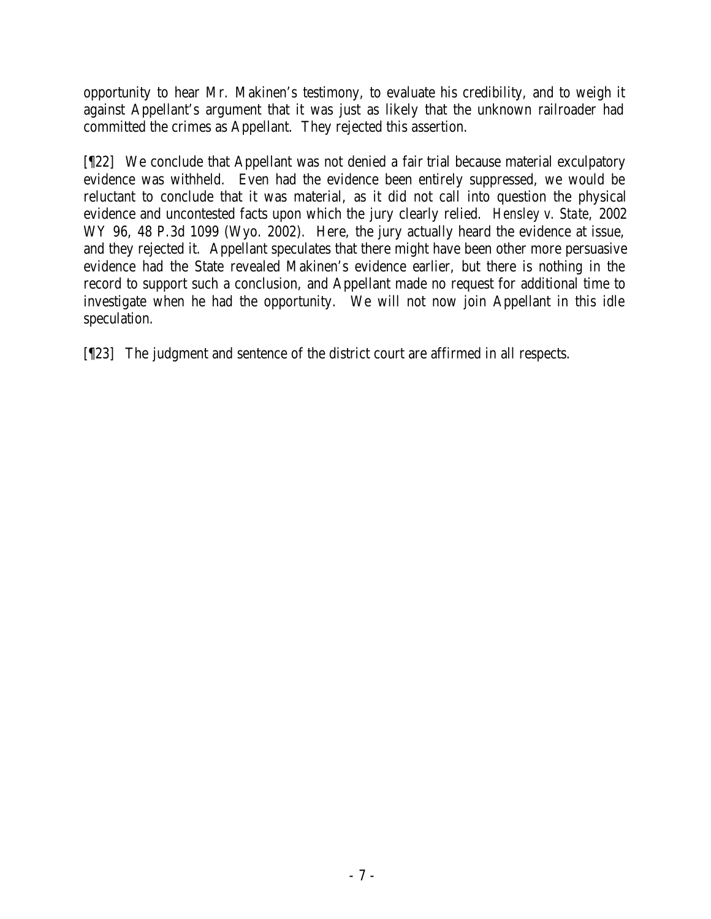opportunity to hear Mr. Makinen's testimony, to evaluate his credibility, and to weigh it against Appellant's argument that it was just as likely that the unknown railroader had committed the crimes as Appellant. They rejected this assertion.

[¶22] We conclude that Appellant was not denied a fair trial because material exculpatory evidence was withheld. Even had the evidence been entirely suppressed, we would be reluctant to conclude that it was material, as it did not call into question the physical evidence and uncontested facts upon which the jury clearly relied. *Hensley v. State*, 2002 WY 96, 48 P.3d 1099 (Wyo. 2002). Here, the jury actually heard the evidence at issue, and they rejected it. Appellant speculates that there might have been other more persuasive evidence had the State revealed Makinen's evidence earlier, but there is nothing in the record to support such a conclusion, and Appellant made no request for additional time to investigate when he had the opportunity. We will not now join Appellant in this idle speculation.

[¶23] The judgment and sentence of the district court are affirmed in all respects.